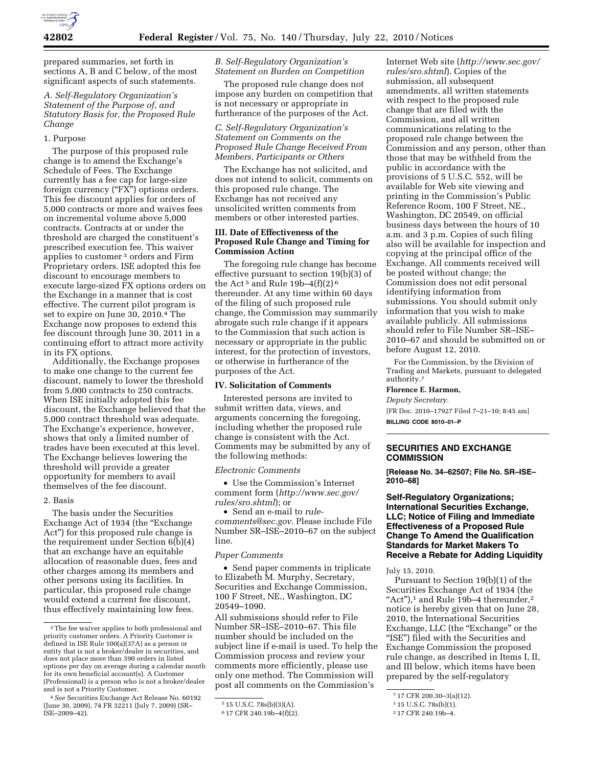prepared summaries, set forth in sections A, B and C below, of the most significant aspects of such statements.

*A. Self-Regulatory Organization's Statement of the Purpose of, and Statutory Basis for, the Proposed Rule Change*

1. Purpose

The purpose of this proposed rule change is to amend the Exchange's Schedule of Fees. The Exchange currently has a fee cap for large-size foreign currency ("FX") options orders. This fee discount applies for orders of 5,000 contracts or more and waives fees on incremental volume above 5,000 contracts. Contracts at or under the threshold are charged the constituent's prescribed execution fee. This waiver applies to customer [3] orders and Firm Proprietary orders. ISE adopted this fee discount to encourage members to execute large-sized FX options orders on the Exchange in a manner that is cost effective. The current pilot program is set to expire on June 30, 2010.[4] The Exchange now proposes to extend this fee discount through June 30, 2011 in a continuing effort to attract more activity in its FX options.

Additionally, the Exchange proposes to make one change to the current fee discount, namely to lower the threshold from 5,000 contracts to 250 contracts. When ISE initially adopted this fee discount, the Exchange believed that the 5,000 contract threshold was adequate. The Exchange's experience, however, shows that only a limited number of trades have been executed at this level. The Exchange believes lowering the threshold will provide a greater opportunity for members to avail themselves of the fee discount.

2. Basis

The basis under the Securities Exchange Act of 1934 (the "Exchange Act") for this proposed rule change is the requirement under Section 6(b)(4) that an exchange have an equitable allocation of reasonable dues, fees and other charges among its members and other persons using its facilities. In particular, this proposed rule change would extend a current fee discount, thus effectively maintaining low fees.

*B. Self-Regulatory Organization's Statement on Burden on Competition*

The proposed rule change does not impose any burden on competition that is not necessary or appropriate in furtherance of the purposes of the Act.

*C. Self-Regulatory Organization's Statement on Comments on the Proposed Rule Change Received From Members, Participants or Others*

The Exchange has not solicited, and does not intend to solicit, comments on this proposed rule change. The Exchange has not received any unsolicited written comments from members or other interested parties.

**III. Date of Effectiveness of the Proposed Rule Change and Timing for Commission Action**

The foregoing rule change has become effective pursuant to section 19(b)(3) of the Act [5] and Rule 19b–4(f)(2) [6] thereunder. At any time within 60 days of the filing of such proposed rule change, the Commission may summarily abrogate such rule change if it appears to the Commission that such action is necessary or appropriate in the public interest, for the protection of investors, or otherwise in furtherance of the purposes of the Act.

**IV. Solicitation of Comments**

Interested persons are invited to submit written data, views, and arguments concerning the foregoing, including whether the proposed rule change is consistent with the Act. Comments may be submitted by any of the following methods:

*Electronic Comments*

- Use the Commission's Internet comment form (*http://www.sec.gov/rules/sro.shtml*); or
- Send an e-mail to *rule-comments@sec.gov*. Please include File Number SR–ISE–2010–67 on the subject line.

*Paper Comments*

- Send paper comments in triplicate to Elizabeth M. Murphy, Secretary, Securities and Exchange Commission, 100 F Street, NE., Washington, DC 20549–1090.

All submissions should refer to File Number SR–ISE–2010–67. This file number should be included on the subject line if e-mail is used. To help the Commission process and review your comments more efficiently, please use only one method. The Commission will post all comments on the Commission's Internet Web site (*http://www.sec.gov/rules/sro.shtml*). Copies of the submission, all subsequent amendments, all written statements with respect to the proposed rule change that are filed with the Commission, and all written communications relating to the proposed rule change between the Commission and any person, other than those that may be withheld from the public in accordance with the provisions of 5 U.S.C. 552, will be available for Web site viewing and printing in the Commission's Public Reference Room, 100 F Street, NE., Washington, DC 20549, on official business days between the hours of 10 a.m. and 3 p.m. Copies of such filing also will be available for inspection and copying at the principal office of the Exchange. All comments received will be posted without change; the Commission does not edit personal identifying information from submissions. You should submit only information that you wish to make available publicly. All submissions should refer to File Number SR–ISE–2010–67 and should be submitted on or before August 12, 2010.

For the Commission, by the Division of Trading and Markets, pursuant to delegated authority.[7]

**Florence E. Harmon,**

*Deputy Secretary.*

[FR Doc. 2010–17927 Filed 7–21–10; 8:45 am]

**BILLING CODE 8010–01–P**

---

## SECURITIES AND EXCHANGE COMMISSION

**[Release No. 34–62507; File No. SR–ISE–2010–68]**

## Self-Regulatory Organizations; International Securities Exchange, LLC; Notice of Filing and Immediate Effectiveness of a Proposed Rule Change To Amend the Qualification Standards for Market Makers To Receive a Rebate for Adding Liquidity

July 15, 2010.

Pursuant to Section 19(b)(1) of the Securities Exchange Act of 1934 (the "Act"),[1] and Rule 19b–4 thereunder,[2] notice is hereby given that on June 28, 2010, the International Securities Exchange, LLC (the "Exchange" or the "ISE") filed with the Securities and Exchange Commission the proposed rule change, as described in Items I, II, and III below, which items have been prepared by the self-regulatory

---

[3] The fee waiver applies to both professional and priority customer orders. A Priority Customer is defined in ISE Rule 100(a)(37A) as a person or entity that is not a broker/dealer in securities, and does not place more than 390 orders in listed options per day on average during a calendar month for its own beneficial account(s). A Customer (Professional) is a person who is not a broker/dealer and is not a Priority Customer.

[4] *See* Securities Exchange Act Release No. 60192 (June 30, 2009), 74 FR 32211 (July 7, 2009) (SR–ISE–2009–42).

[5] 15 U.S.C. 78s(b)(3)(A).

[6] 17 CFR 240.19b–4(f)(2).

[7] 17 CFR 200.30–3(a)(12).

[1] 15 U.S.C. 78s(b)(1).

[2] 17 CFR 240.19b–4.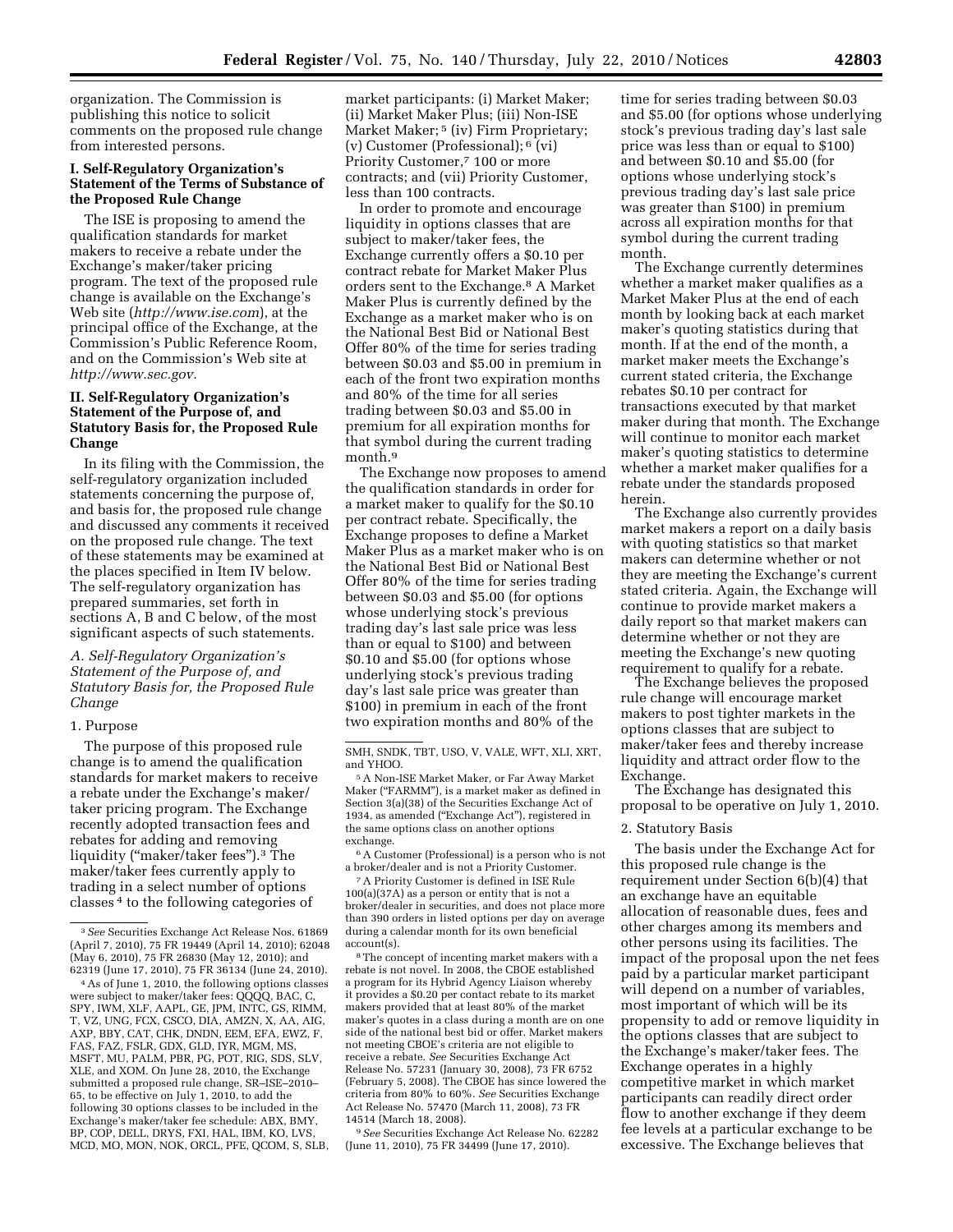organization. The Commission is publishing this notice to solicit comments on the proposed rule change from interested persons.

### I. Self-Regulatory Organization's Statement of the Terms of Substance of the Proposed Rule Change

The ISE is proposing to amend the qualification standards for market makers to receive a rebate under the Exchange's maker/taker pricing program. The text of the proposed rule change is available on the Exchange's Web site (*http://www.ise.com*), at the principal office of the Exchange, at the Commission's Public Reference Room, and on the Commission's Web site at *http://www.sec.gov.*

### II. Self-Regulatory Organization's Statement of the Purpose of, and Statutory Basis for, the Proposed Rule Change

In its filing with the Commission, the self-regulatory organization included statements concerning the purpose of, and basis for, the proposed rule change and discussed any comments it received on the proposed rule change. The text of these statements may be examined at the places specified in Item IV below. The self-regulatory organization has prepared summaries, set forth in sections A, B and C below, of the most significant aspects of such statements.

*A. Self-Regulatory Organization's Statement of the Purpose of, and Statutory Basis for, the Proposed Rule Change*

1. Purpose

The purpose of this proposed rule change is to amend the qualification standards for market makers to receive a rebate under the Exchange's maker/taker pricing program. The Exchange recently adopted transaction fees and rebates for adding and removing liquidity ("maker/taker fees").[3] The maker/taker fees currently apply to trading in a select number of options classes [4] to the following categories of market participants: (i) Market Maker; (ii) Market Maker Plus; (iii) Non-ISE Market Maker; [5] (iv) Firm Proprietary; (v) Customer (Professional); [6] (vi) Priority Customer,[7] 100 or more contracts; and (vii) Priority Customer, less than 100 contracts.

In order to promote and encourage liquidity in options classes that are subject to maker/taker fees, the Exchange currently offers a $0.10 per contract rebate for Market Maker Plus orders sent to the Exchange.[8] A Market Maker Plus is currently defined by the Exchange as a market maker who is on the National Best Bid or National Best Offer 80% of the time for series trading between $0.03 and $5.00 in premium in each of the front two expiration months and 80% of the time for all series trading between $0.03 and $5.00 in premium for all expiration months for that symbol during the current trading month.[9]

The Exchange now proposes to amend the qualification standards in order for a market maker to qualify for the $0.10 per contract rebate. Specifically, the Exchange proposes to define a Market Maker Plus as a market maker who is on the National Best Bid or National Best Offer 80% of the time for series trading between $0.03 and $5.00 (for options whose underlying stock's previous trading day's last sale price was less than or equal to $100) and between $0.10 and $5.00 (for options whose underlying stock's previous trading day's last sale price was greater than $100) in premium in each of the front two expiration months and 80% of the time for series trading between $0.03 and $5.00 (for options whose underlying stock's previous trading day's last sale price was less than or equal to $100) and between $0.10 and $5.00 (for options whose underlying stock's previous trading day's last sale price was greater than $100) in premium across all expiration months for that symbol during the current trading month.

The Exchange currently determines whether a market maker qualifies as a Market Maker Plus at the end of each month by looking back at each market maker's quoting statistics during that month. If at the end of the month, a market maker meets the Exchange's current stated criteria, the Exchange rebates $0.10 per contract for transactions executed by that market maker during that month. The Exchange will continue to monitor each market maker's quoting statistics to determine whether a market maker qualifies for a rebate under the standards proposed herein.

The Exchange also currently provides market makers a report on a daily basis with quoting statistics so that market makers can determine whether or not they are meeting the Exchange's current stated criteria. Again, the Exchange will continue to provide market makers a daily report so that market makers can determine whether or not they are meeting the Exchange's new quoting requirement to qualify for a rebate.

The Exchange believes the proposed rule change will encourage market makers to post tighter markets in the options classes that are subject to maker/taker fees and thereby increase liquidity and attract order flow to the Exchange.

The Exchange has designated this proposal to be operative on July 1, 2010.

2. Statutory Basis

The basis under the Exchange Act for this proposed rule change is the requirement under Section 6(b)(4) that an exchange have an equitable allocation of reasonable dues, fees and other charges among its members and other persons using its facilities. The impact of the proposal upon the net fees paid by a particular market participant will depend on a number of variables, most important of which will be its propensity to add or remove liquidity in the options classes that are subject to the Exchange's maker/taker fees. The Exchange operates in a highly competitive market in which market participants can readily direct order flow to another exchange if they deem fee levels at a particular exchange to be excessive. The Exchange believes that

---

[3] *See* Securities Exchange Act Release Nos. 61869 (April 7, 2010), 75 FR 19449 (April 14, 2010); 62048 (May 6, 2010), 75 FR 26830 (May 12, 2010); and 62319 (June 17, 2010), 75 FR 36134 (June 24, 2010).

[4] As of June 1, 2010, the following options classes were subject to maker/taker fees: QQQQ, BAC, C, SPY, IWM, XLF, AAPL, GE, JPM, INTC, GS, RIMM, T, VZ, UNG, FCX, CSCO, DIA, AMZN, X, AA, AIG, AXP, BBY, CAT, CHK, DNDN, EEM, EFA, EWZ, F, FAS, FAZ, FSLR, GDX, GLD, IYR, MGM, MS, MSFT, MU, PALM, PBR, PG, POT, RIG, SDS, SLV, XLE, and XOM. On June 28, 2010, the Exchange submitted a proposed rule change, SR–ISE–2010–65, to be effective on July 1, 2010, to add the following 30 options classes to be included in the Exchange's maker/taker fee schedule: ABX, BMY, BP, COP, DELL, DRYS, FXI, HAL, IBM, KO, LVS, MCD, MO, MON, NOK, ORCL, PFE, QCOM, S, SLB, SMH, SNDK, TBT, USO, V, VALE, WFT, XLI, XRT, and YHOO.

[5] A Non-ISE Market Maker, or Far Away Market Maker ("FARMM"), is a market maker as defined in Section 3(a)(38) of the Securities Exchange Act of 1934, as amended ("Exchange Act"), registered in the same options class on another options exchange.

[6] A Customer (Professional) is a person who is not a broker/dealer and is not a Priority Customer.

[7] A Priority Customer is defined in ISE Rule 100(a)(37A) as a person or entity that is not a broker/dealer in securities, and does not place more than 390 orders in listed options per day on average during a calendar month for its own beneficial account(s).

[8] The concept of incenting market makers with a rebate is not novel. In 2008, the CBOE established a program for its Hybrid Agency Liaison whereby it provides a $0.20 per contact rebate to its market makers provided that at least 80% of the market maker's quotes in a class during a month are on one side of the national best bid or offer. Market makers not meeting CBOE's criteria are not eligible to receive a rebate. *See* Securities Exchange Act Release No. 57231 (January 30, 2008), 73 FR 6752 (February 5, 2008). The CBOE has since lowered the criteria from 80% to 60%. *See* Securities Exchange Act Release No. 57470 (March 11, 2008), 73 FR 14514 (March 18, 2008).

[9] *See* Securities Exchange Act Release No. 62282 (June 11, 2010), 75 FR 34499 (June 17, 2010).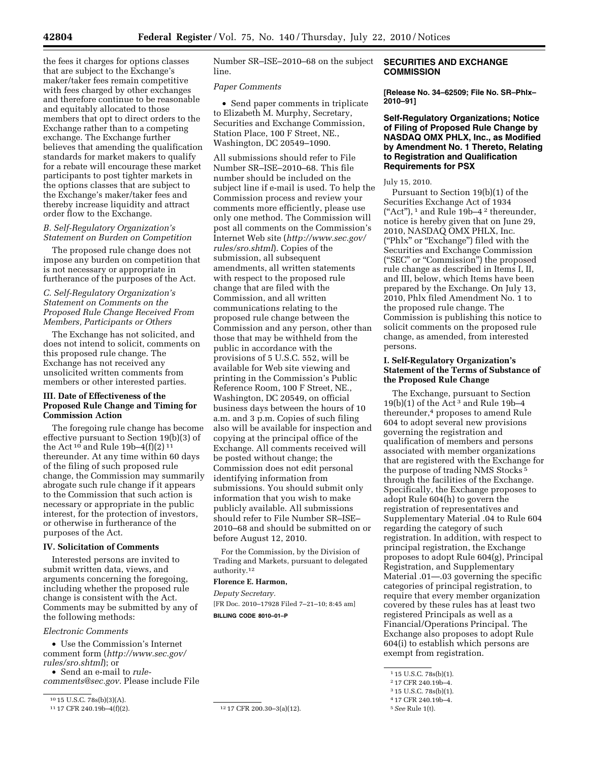the fees it charges for options classes that are subject to the Exchange's maker/taker fees remain competitive with fees charged by other exchanges and therefore continue to be reasonable and equitably allocated to those members that opt to direct orders to the Exchange rather than to a competing exchange. The Exchange further believes that amending the qualification standards for market makers to qualify for a rebate will encourage these market participants to post tighter markets in the options classes that are subject to the Exchange's maker/taker fees and thereby increase liquidity and attract order flow to the Exchange.

*B. Self-Regulatory Organization's Statement on Burden on Competition*

The proposed rule change does not impose any burden on competition that is not necessary or appropriate in furtherance of the purposes of the Act.

*C. Self-Regulatory Organization's Statement on Comments on the Proposed Rule Change Received From Members, Participants or Others*

The Exchange has not solicited, and does not intend to solicit, comments on this proposed rule change. The Exchange has not received any unsolicited written comments from members or other interested parties.

**III. Date of Effectiveness of the Proposed Rule Change and Timing for Commission Action**

The foregoing rule change has become effective pursuant to Section 19(b)(3) of the Act [10] and Rule 19b–4(f)(2) [11] thereunder. At any time within 60 days of the filing of such proposed rule change, the Commission may summarily abrogate such rule change if it appears to the Commission that such action is necessary or appropriate in the public interest, for the protection of investors, or otherwise in furtherance of the purposes of the Act.

**IV. Solicitation of Comments**

Interested persons are invited to submit written data, views, and arguments concerning the foregoing, including whether the proposed rule change is consistent with the Act. Comments may be submitted by any of the following methods:

*Electronic Comments*

- Use the Commission's Internet comment form (*http://www.sec.gov/rules/sro.shtml*); or
- Send an e-mail to *rule-comments@sec.gov*. Please include File Number SR–ISE–2010–68 on the subject line.

*Paper Comments*

- Send paper comments in triplicate to Elizabeth M. Murphy, Secretary, Securities and Exchange Commission, Station Place, 100 F Street, NE., Washington, DC 20549–1090.

All submissions should refer to File Number SR–ISE–2010–68. This file number should be included on the subject line if e-mail is used. To help the Commission process and review your comments more efficiently, please use only one method. The Commission will post all comments on the Commission's Internet Web site (*http://www.sec.gov/rules/sro.shtml*). Copies of the submission, all subsequent amendments, all written statements with respect to the proposed rule change that are filed with the Commission, and all written communications relating to the proposed rule change between the Commission and any person, other than those that may be withheld from the public in accordance with the provisions of 5 U.S.C. 552, will be available for Web site viewing and printing in the Commission's Public Reference Room, 100 F Street, NE., Washington, DC 20549, on official business days between the hours of 10 a.m. and 3 p.m. Copies of such filing also will be available for inspection and copying at the principal office of the Exchange. All comments received will be posted without change; the Commission does not edit personal identifying information from submissions. You should submit only information that you wish to make publicly available. All submissions should refer to File Number SR–ISE–2010–68 and should be submitted on or before August 12, 2010.

For the Commission, by the Division of Trading and Markets, pursuant to delegated authority.[12]

**Florence E. Harmon,**

*Deputy Secretary.*

[FR Doc. 2010–17928 Filed 7–21–10; 8:45 am]

**BILLING CODE 8010–01–P**

[10] 15 U.S.C. 78s(b)(3)(A).

[11] 17 CFR 240.19b–4(f)(2).

[12] 17 CFR 200.30–3(a)(12).

## SECURITIES AND EXCHANGE COMMISSION

**[Release No. 34–62509; File No. SR–Phlx–2010–91]**

### Self-Regulatory Organizations; Notice of Filing of Proposed Rule Change by NASDAQ OMX PHLX, Inc., as Modified by Amendment No. 1 Thereto, Relating to Registration and Qualification Requirements for PSX

July 15, 2010.

Pursuant to Section 19(b)(1) of the Securities Exchange Act of 1934 ("Act"), [1] and Rule 19b–4 [2] thereunder, notice is hereby given that on June 29, 2010, NASDAQ OMX PHLX, Inc. ("Phlx" or "Exchange") filed with the Securities and Exchange Commission ("SEC" or "Commission") the proposed rule change as described in Items I, II, and III, below, which Items have been prepared by the Exchange. On July 13, 2010, Phlx filed Amendment No. 1 to the proposed rule change. The Commission is publishing this notice to solicit comments on the proposed rule change, as amended, from interested persons.

**I. Self-Regulatory Organization's Statement of the Terms of Substance of the Proposed Rule Change**

The Exchange, pursuant to Section 19(b)(1) of the Act [3] and Rule 19b–4 thereunder,[4] proposes to amend Rule 604 to adopt several new provisions governing the registration and qualification of members and persons associated with member organizations that are registered with the Exchange for the purpose of trading NMS Stocks [5] through the facilities of the Exchange. Specifically, the Exchange proposes to adopt Rule 604(h) to govern the registration of representatives and Supplementary Material .04 to Rule 604 regarding the category of such registration. In addition, with respect to principal registration, the Exchange proposes to adopt Rule 604(g), Principal Registration, and Supplementary Material .01—.03 governing the specific categories of principal registration, to require that every member organization covered by these rules has at least two registered Principals as well as a Financial/Operations Principal. The Exchange also proposes to adopt Rule 604(i) to establish which persons are exempt from registration.

[1] 15 U.S.C. 78s(b)(1).

[2] 17 CFR 240.19b–4.

[3] 15 U.S.C. 78s(b)(1).

[4] 17 CFR 240.19b–4.

[5] *See* Rule 1(t).